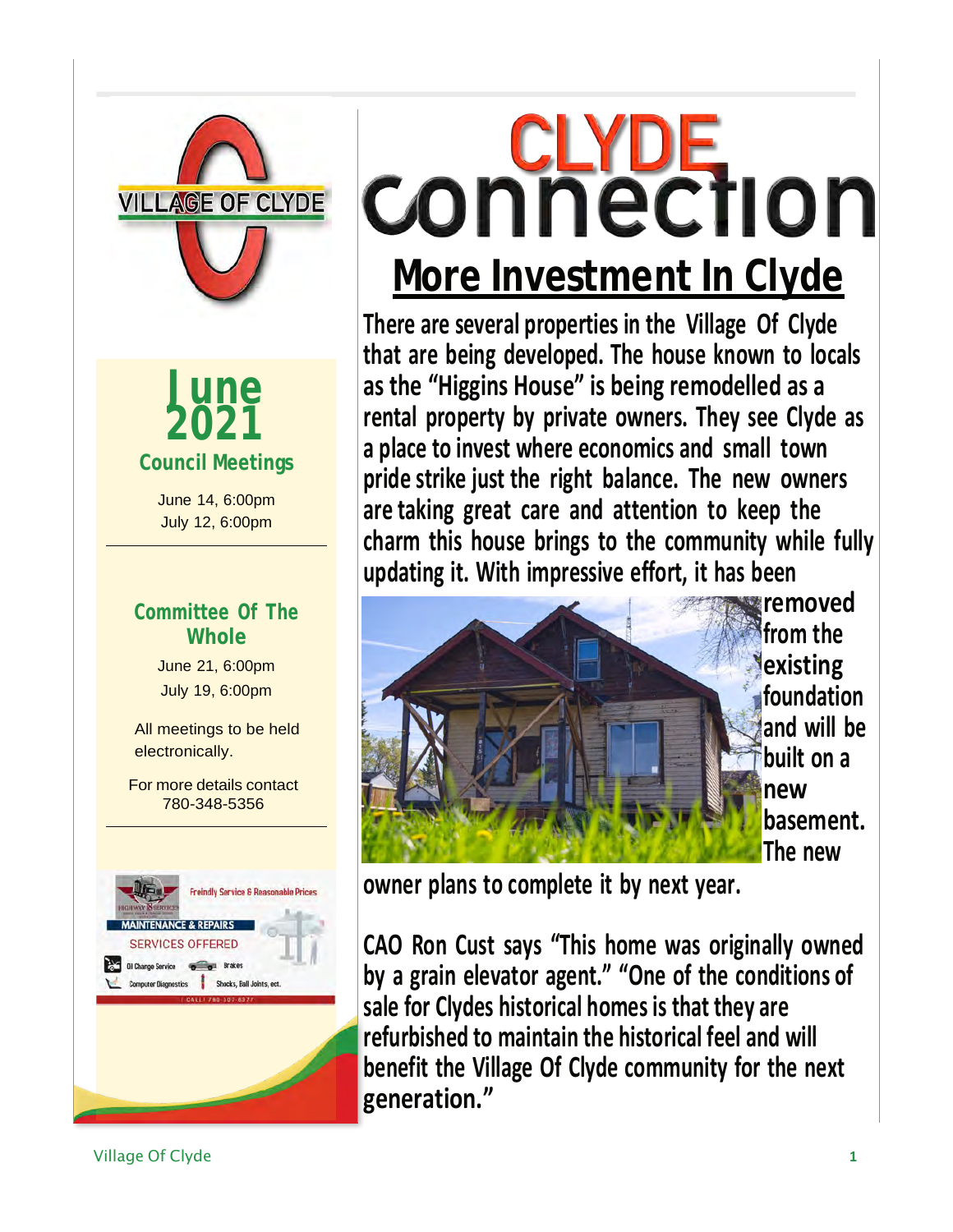# CLYDE connection

## More Investment In Clyde

There are several properties in the Village Of Clyde that are being developed. The house known to locals as the "Higgins House" is being remodelled as a rental property by private owners. They see Clyde as a place to invest where economics and small town pride strike just the right balance. The new owners are taking great care and attention to keep the charm this house brings to the community while fully updating it. With impressive effort, it has been removed from the existing foundation and will be built on a new basement. The new owner plans to complete it by next year.

CAO Ron Cust says "This home was originally owned by a grain elevator agent." "One of the conditions of sale for Clydes historical homes is that they are refurbished to maintain the historical feel and will benefit the Village Of Clyde community for the next generation."

---

VILLAGE OF CLYDE

## June 2021

### Council Meetings

June 14, 6:00pm
July 12, 6:00pm

### Committee Of The Whole

June 21, 6:00pm
July 19, 6:00pm

All meetings to be held electronically.

For more details contact 780-348-5356

---

Freindly Service & Reasonable Prices

MAINTENANCE & REPAIRS

SERVICES OFFERED

- Oil Change Service
- Brakes
- Computer Diagnostics
- Shocks, Ball Joints, ect.

CALL! 780-307-6377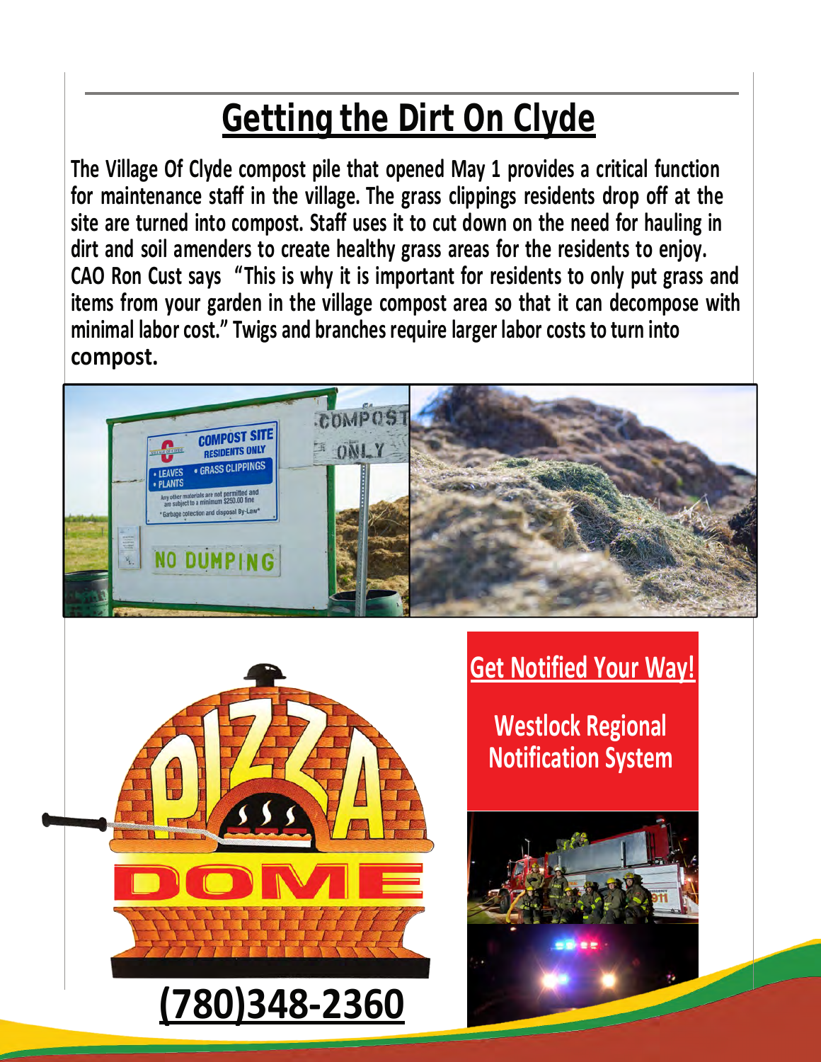# Getting the Dirt On Clyde

**The Village Of Clyde compost pile that opened May 1 provides a critical function for maintenance staff in the village. The grass clippings residents drop off at the site are turned into compost. Staff uses it to cut down on the need for hauling in dirt and soil amenders to create healthy grass areas for the residents to enjoy. CAO Ron Cust says "This is why it is important for residents to only put grass and items from your garden in the village compost area so that it can decompose with minimal labor cost." Twigs and branches require larger labor costs to turn into compost.**

**PIZZA DOME**

**(780)348-2360**

## Get Notified Your Way!

**Westlock Regional Notification System**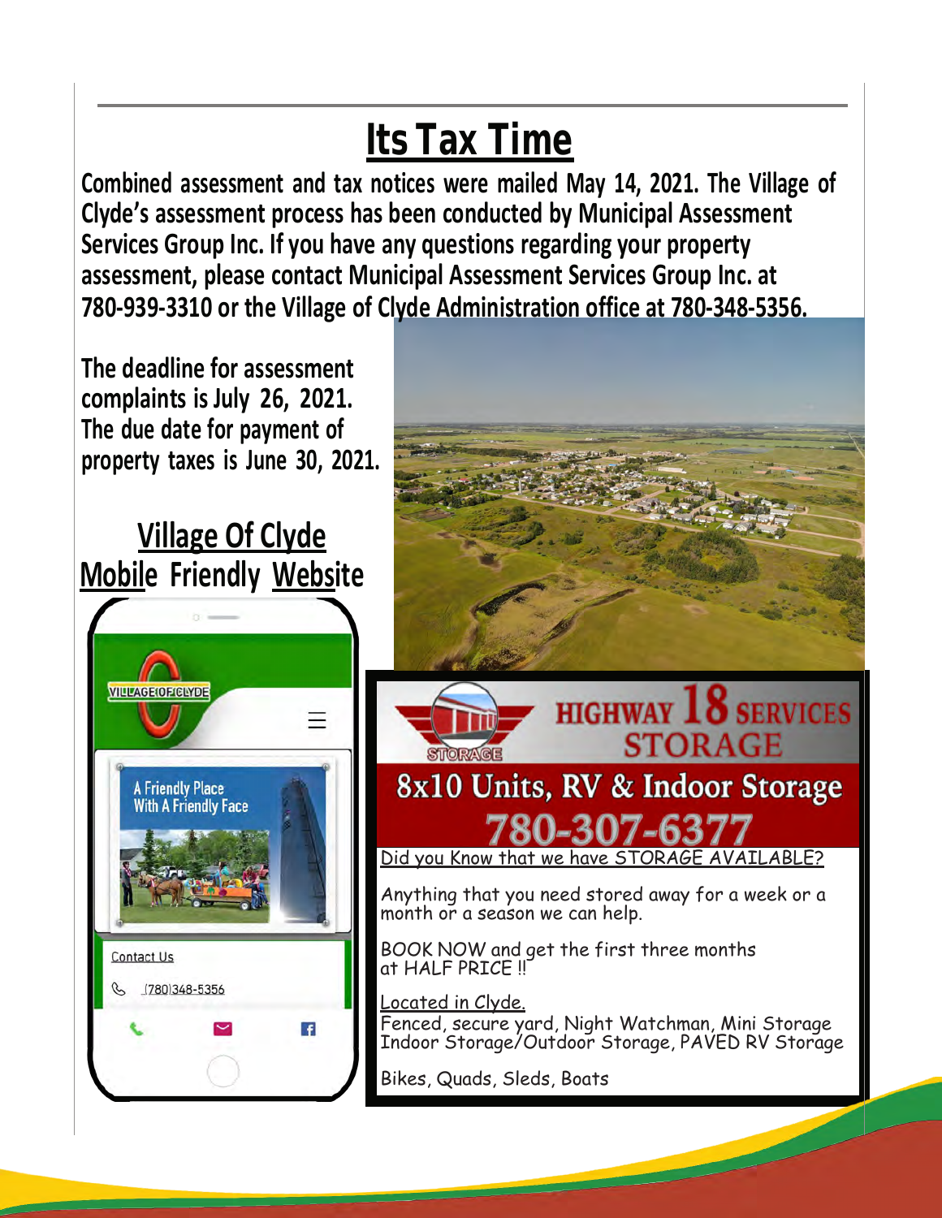# Its Tax Time

**Combined assessment and tax notices were mailed May 14, 2021. The Village of Clyde's assessment process has been conducted by Municipal Assessment Services Group Inc. If you have any questions regarding your property assessment, please contact Municipal Assessment Services Group Inc. at 780-939-3310 or the Village of Clyde Administration office at 780-348-5356.**

**The deadline for assessment complaints is July 26, 2021. The due date for payment of property taxes is June 30, 2021.**

## Village Of Clyde Mobile Friendly Website

VILLAGE OF CLYDE

A Friendly Place With A Friendly Face

Contact Us

(780)348-5356

## HIGHWAY 18 SERVICES STORAGE

STORAGE

### 8x10 Units, RV & Indoor Storage

### 780-307-6377

Did you Know that we have STORAGE AVAILABLE?

Anything that you need stored away for a week or a month or a season we can help.

BOOK NOW and get the first three months at HALF PRICE !!

Located in Clyde.
Fenced, secure yard, Night Watchman, Mini Storage Indoor Storage/Outdoor Storage, PAVED RV Storage

Bikes, Quads, Sleds, Boats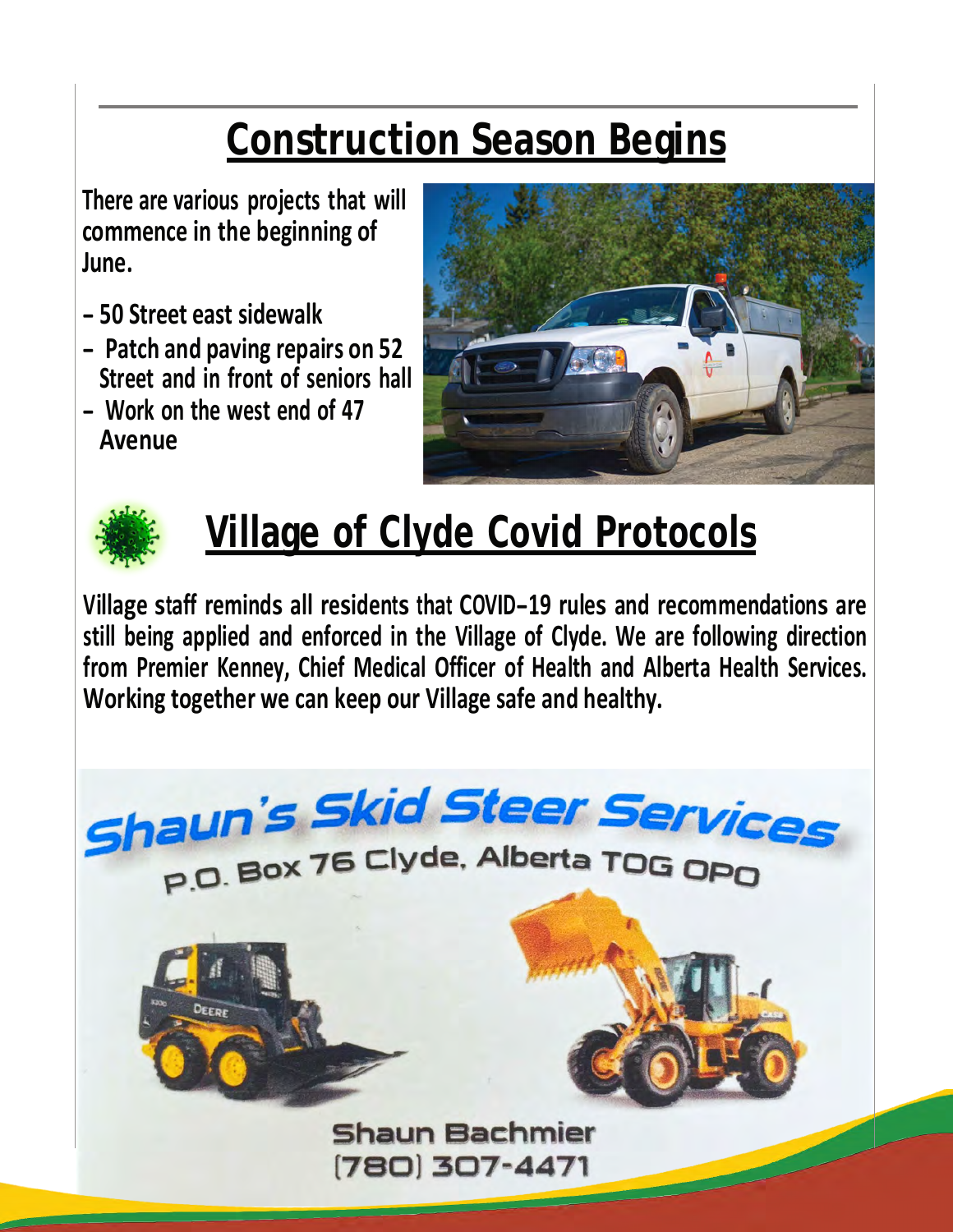# Construction Season Begins

There are various projects that will commence in the beginning of June.

- 50 Street east sidewalk
- Patch and paving repairs on 52 Street and in front of seniors hall
- Work on the west end of 47 Avenue

# Village of Clyde Covid Protocols

Village staff reminds all residents that COVID-19 rules and recommendations are still being applied and enforced in the Village of Clyde. We are following direction from Premier Kenney, Chief Medical Officer of Health and Alberta Health Services. Working together we can keep our Village safe and healthy.

Shaun's Skid Steer Services

P.O. Box 76 Clyde, Alberta T0G 0P0

Shaun Bachmier

(780) 307-4471